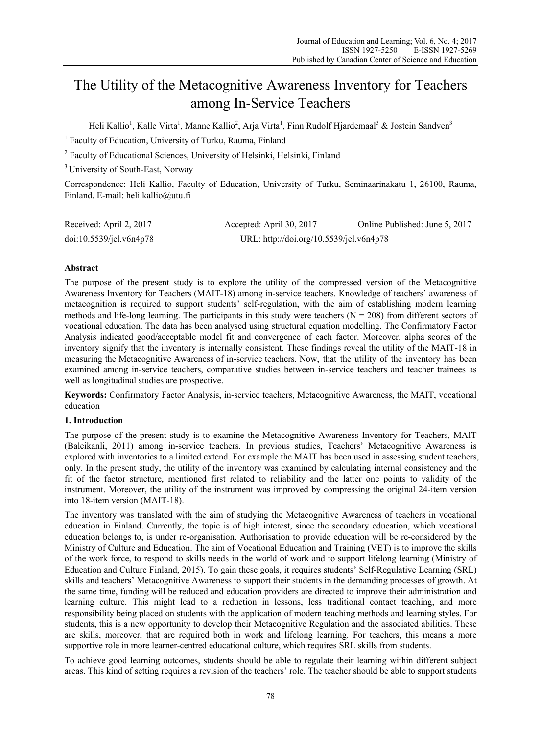# The Utility of the Metacognitive Awareness Inventory for Teachers among In-Service Teachers

Heli Kallio[1], Kalle Virta[1], Manne Kallio[2], Arja Virta[1], Finn Rudolf Hjardemaal[3] & Jostein Sandven[3]

[1] Faculty of Education, University of Turku, Rauma, Finland

[2] Faculty of Educational Sciences, University of Helsinki, Helsinki, Finland

[3] University of South-East, Norway

Correspondence: Heli Kallio, Faculty of Education, University of Turku, Seminaarinkatu 1, 26100, Rauma, Finland. E-mail: heli.kallio@utu.fi

Received: April 2, 2017 Accepted: April 30, 2017 Online Published: June 5, 2017

doi:10.5539/jel.v6n4p78 URL: http://doi.org/10.5539/jel.v6n4p78

## Abstract

The purpose of the present study is to explore the utility of the compressed version of the Metacognitive Awareness Inventory for Teachers (MAIT-18) among in-service teachers. Knowledge of teachers' awareness of metacognition is required to support students' self-regulation, with the aim of establishing modern learning methods and life-long learning. The participants in this study were teachers ($N = 208$) from different sectors of vocational education. The data has been analysed using structural equation modelling. The Confirmatory Factor Analysis indicated good/acceptable model fit and convergence of each factor. Moreover, alpha scores of the inventory signify that the inventory is internally consistent. These findings reveal the utility of the MAIT-18 in measuring the Metacognitive Awareness of in-service teachers. Now, that the utility of the inventory has been examined among in-service teachers, comparative studies between in-service teachers and teacher trainees as well as longitudinal studies are prospective.

**Keywords:** Confirmatory Factor Analysis, in-service teachers, Metacognitive Awareness, the MAIT, vocational education

## 1. Introduction

The purpose of the present study is to examine the Metacognitive Awareness Inventory for Teachers, MAIT (Balcikanli, 2011) among in-service teachers. In previous studies, Teachers' Metacognitive Awareness is explored with inventories to a limited extend. For example the MAIT has been used in assessing student teachers, only. In the present study, the utility of the inventory was examined by calculating internal consistency and the fit of the factor structure, mentioned first related to reliability and the latter one points to validity of the instrument. Moreover, the utility of the instrument was improved by compressing the original 24-item version into 18-item version (MAIT-18).

The inventory was translated with the aim of studying the Metacognitive Awareness of teachers in vocational education in Finland. Currently, the topic is of high interest, since the secondary education, which vocational education belongs to, is under re-organisation. Authorisation to provide education will be re-considered by the Ministry of Culture and Education. The aim of Vocational Education and Training (VET) is to improve the skills of the work force, to respond to skills needs in the world of work and to support lifelong learning (Ministry of Education and Culture Finland, 2015). To gain these goals, it requires students' Self-Regulative Learning (SRL) skills and teachers' Metacognitive Awareness to support their students in the demanding processes of growth. At the same time, funding will be reduced and education providers are directed to improve their administration and learning culture. This might lead to a reduction in lessons, less traditional contact teaching, and more responsibility being placed on students with the application of modern teaching methods and learning styles. For students, this is a new opportunity to develop their Metacognitive Regulation and the associated abilities. These are skills, moreover, that are required both in work and lifelong learning. For teachers, this means a more supportive role in more learner-centred educational culture, which requires SRL skills from students.

To achieve good learning outcomes, students should be able to regulate their learning within different subject areas. This kind of setting requires a revision of the teachers' role. The teacher should be able to support students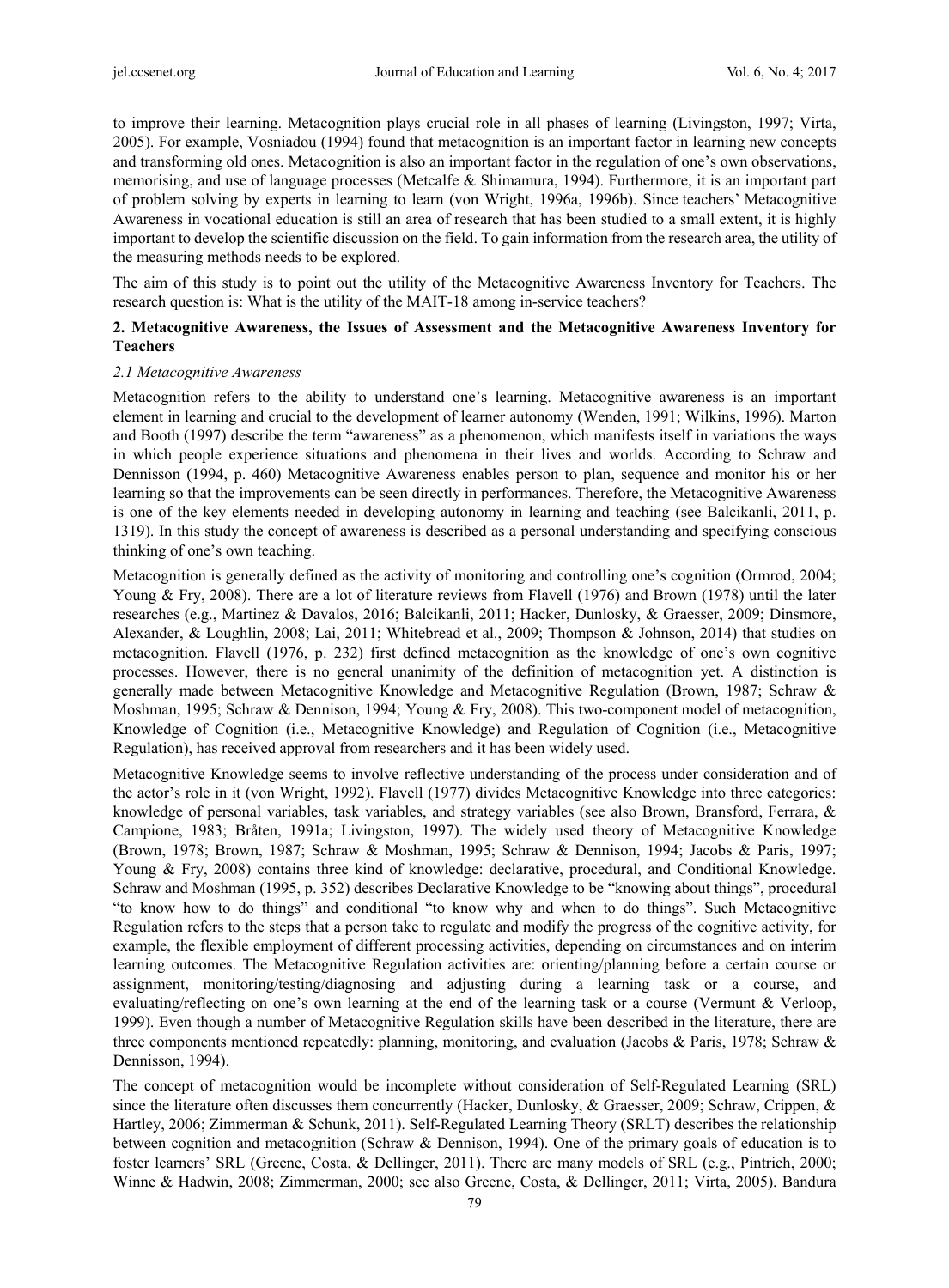to improve their learning. Metacognition plays crucial role in all phases of learning (Livingston, 1997; Virta, 2005). For example, Vosniadou (1994) found that metacognition is an important factor in learning new concepts and transforming old ones. Metacognition is also an important factor in the regulation of one's own observations, memorising, and use of language processes (Metcalfe & Shimamura, 1994). Furthermore, it is an important part of problem solving by experts in learning to learn (von Wright, 1996a, 1996b). Since teachers' Metacognitive Awareness in vocational education is still an area of research that has been studied to a small extent, it is highly important to develop the scientific discussion on the field. To gain information from the research area, the utility of the measuring methods needs to be explored.

The aim of this study is to point out the utility of the Metacognitive Awareness Inventory for Teachers. The research question is: What is the utility of the MAIT-18 among in-service teachers?

## 2. Metacognitive Awareness, the Issues of Assessment and the Metacognitive Awareness Inventory for Teachers

### *2.1 Metacognitive Awareness*

Metacognition refers to the ability to understand one's learning. Metacognitive awareness is an important element in learning and crucial to the development of learner autonomy (Wenden, 1991; Wilkins, 1996). Marton and Booth (1997) describe the term "awareness" as a phenomenon, which manifests itself in variations the ways in which people experience situations and phenomena in their lives and worlds. According to Schraw and Dennisson (1994, p. 460) Metacognitive Awareness enables person to plan, sequence and monitor his or her learning so that the improvements can be seen directly in performances. Therefore, the Metacognitive Awareness is one of the key elements needed in developing autonomy in learning and teaching (see Balcikanli, 2011, p. 1319). In this study the concept of awareness is described as a personal understanding and specifying conscious thinking of one's own teaching.

Metacognition is generally defined as the activity of monitoring and controlling one's cognition (Ormrod, 2004; Young & Fry, 2008). There are a lot of literature reviews from Flavell (1976) and Brown (1978) until the later researches (e.g., Martinez & Davalos, 2016; Balcikanli, 2011; Hacker, Dunlosky, & Graesser, 2009; Dinsmore, Alexander, & Loughlin, 2008; Lai, 2011; Whitebread et al., 2009; Thompson & Johnson, 2014) that studies on metacognition. Flavell (1976, p. 232) first defined metacognition as the knowledge of one's own cognitive processes. However, there is no general unanimity of the definition of metacognition yet. A distinction is generally made between Metacognitive Knowledge and Metacognitive Regulation (Brown, 1987; Schraw & Moshman, 1995; Schraw & Dennison, 1994; Young & Fry, 2008). This two-component model of metacognition, Knowledge of Cognition (i.e., Metacognitive Knowledge) and Regulation of Cognition (i.e., Metacognitive Regulation), has received approval from researchers and it has been widely used.

Metacognitive Knowledge seems to involve reflective understanding of the process under consideration and of the actor's role in it (von Wright, 1992). Flavell (1977) divides Metacognitive Knowledge into three categories: knowledge of personal variables, task variables, and strategy variables (see also Brown, Bransford, Ferrara, & Campione, 1983; Bråten, 1991a; Livingston, 1997). The widely used theory of Metacognitive Knowledge (Brown, 1978; Brown, 1987; Schraw & Moshman, 1995; Schraw & Dennison, 1994; Jacobs & Paris, 1997; Young & Fry, 2008) contains three kind of knowledge: declarative, procedural, and Conditional Knowledge. Schraw and Moshman (1995, p. 352) describes Declarative Knowledge to be "knowing about things", procedural "to know how to do things" and conditional "to know why and when to do things". Such Metacognitive Regulation refers to the steps that a person take to regulate and modify the progress of the cognitive activity, for example, the flexible employment of different processing activities, depending on circumstances and on interim learning outcomes. The Metacognitive Regulation activities are: orienting/planning before a certain course or assignment, monitoring/testing/diagnosing and adjusting during a learning task or a course, and evaluating/reflecting on one's own learning at the end of the learning task or a course (Vermunt & Verloop, 1999). Even though a number of Metacognitive Regulation skills have been described in the literature, there are three components mentioned repeatedly: planning, monitoring, and evaluation (Jacobs & Paris, 1978; Schraw & Dennisson, 1994).

The concept of metacognition would be incomplete without consideration of Self-Regulated Learning (SRL) since the literature often discusses them concurrently (Hacker, Dunlosky, & Graesser, 2009; Schraw, Crippen, & Hartley, 2006; Zimmerman & Schunk, 2011). Self-Regulated Learning Theory (SRLT) describes the relationship between cognition and metacognition (Schraw & Dennison, 1994). One of the primary goals of education is to foster learners' SRL (Greene, Costa, & Dellinger, 2011). There are many models of SRL (e.g., Pintrich, 2000; Winne & Hadwin, 2008; Zimmerman, 2000; see also Greene, Costa, & Dellinger, 2011; Virta, 2005). Bandura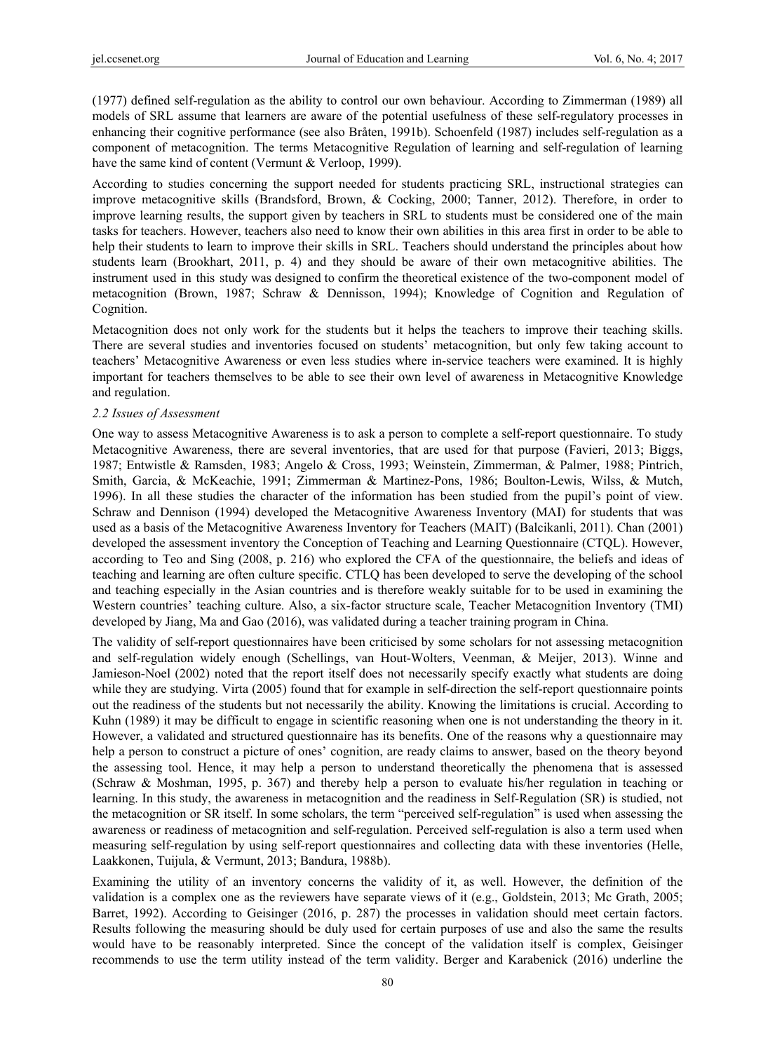(1977) defined self-regulation as the ability to control our own behaviour. According to Zimmerman (1989) all models of SRL assume that learners are aware of the potential usefulness of these self-regulatory processes in enhancing their cognitive performance (see also Bråten, 1991b). Schoenfeld (1987) includes self-regulation as a component of metacognition. The terms Metacognitive Regulation of learning and self-regulation of learning have the same kind of content (Vermunt & Verloop, 1999).

According to studies concerning the support needed for students practicing SRL, instructional strategies can improve metacognitive skills (Brandsford, Brown, & Cocking, 2000; Tanner, 2012). Therefore, in order to improve learning results, the support given by teachers in SRL to students must be considered one of the main tasks for teachers. However, teachers also need to know their own abilities in this area first in order to be able to help their students to learn to improve their skills in SRL. Teachers should understand the principles about how students learn (Brookhart, 2011, p. 4) and they should be aware of their own metacognitive abilities. The instrument used in this study was designed to confirm the theoretical existence of the two-component model of metacognition (Brown, 1987; Schraw & Dennisson, 1994); Knowledge of Cognition and Regulation of Cognition.

Metacognition does not only work for the students but it helps the teachers to improve their teaching skills. There are several studies and inventories focused on students' metacognition, but only few taking account to teachers' Metacognitive Awareness or even less studies where in-service teachers were examined. It is highly important for teachers themselves to be able to see their own level of awareness in Metacognitive Knowledge and regulation.

### *2.2 Issues of Assessment*

One way to assess Metacognitive Awareness is to ask a person to complete a self-report questionnaire. To study Metacognitive Awareness, there are several inventories, that are used for that purpose (Favieri, 2013; Biggs, 1987; Entwistle & Ramsden, 1983; Angelo & Cross, 1993; Weinstein, Zimmerman, & Palmer, 1988; Pintrich, Smith, Garcia, & McKeachie, 1991; Zimmerman & Martinez-Pons, 1986; Boulton-Lewis, Wilss, & Mutch, 1996). In all these studies the character of the information has been studied from the pupil's point of view. Schraw and Dennison (1994) developed the Metacognitive Awareness Inventory (MAI) for students that was used as a basis of the Metacognitive Awareness Inventory for Teachers (MAIT) (Balcikanli, 2011). Chan (2001) developed the assessment inventory the Conception of Teaching and Learning Questionnaire (CTQL). However, according to Teo and Sing (2008, p. 216) who explored the CFA of the questionnaire, the beliefs and ideas of teaching and learning are often culture specific. CTLQ has been developed to serve the developing of the school and teaching especially in the Asian countries and is therefore weakly suitable for to be used in examining the Western countries' teaching culture. Also, a six-factor structure scale, Teacher Metacognition Inventory (TMI) developed by Jiang, Ma and Gao (2016), was validated during a teacher training program in China.

The validity of self-report questionnaires have been criticised by some scholars for not assessing metacognition and self-regulation widely enough (Schellings, van Hout-Wolters, Veenman, & Meijer, 2013). Winne and Jamieson-Noel (2002) noted that the report itself does not necessarily specify exactly what students are doing while they are studying. Virta (2005) found that for example in self-direction the self-report questionnaire points out the readiness of the students but not necessarily the ability. Knowing the limitations is crucial. According to Kuhn (1989) it may be difficult to engage in scientific reasoning when one is not understanding the theory in it. However, a validated and structured questionnaire has its benefits. One of the reasons why a questionnaire may help a person to construct a picture of ones' cognition, are ready claims to answer, based on the theory beyond the assessing tool. Hence, it may help a person to understand theoretically the phenomena that is assessed (Schraw & Moshman, 1995, p. 367) and thereby help a person to evaluate his/her regulation in teaching or learning. In this study, the awareness in metacognition and the readiness in Self-Regulation (SR) is studied, not the metacognition or SR itself. In some scholars, the term "perceived self-regulation" is used when assessing the awareness or readiness of metacognition and self-regulation. Perceived self-regulation is also a term used when measuring self-regulation by using self-report questionnaires and collecting data with these inventories (Helle, Laakkonen, Tuijula, & Vermunt, 2013; Bandura, 1988b).

Examining the utility of an inventory concerns the validity of it, as well. However, the definition of the validation is a complex one as the reviewers have separate views of it (e.g., Goldstein, 2013; Mc Grath, 2005; Barret, 1992). According to Geisinger (2016, p. 287) the processes in validation should meet certain factors. Results following the measuring should be duly used for certain purposes of use and also the same the results would have to be reasonably interpreted. Since the concept of the validation itself is complex, Geisinger recommends to use the term utility instead of the term validity. Berger and Karabenick (2016) underline the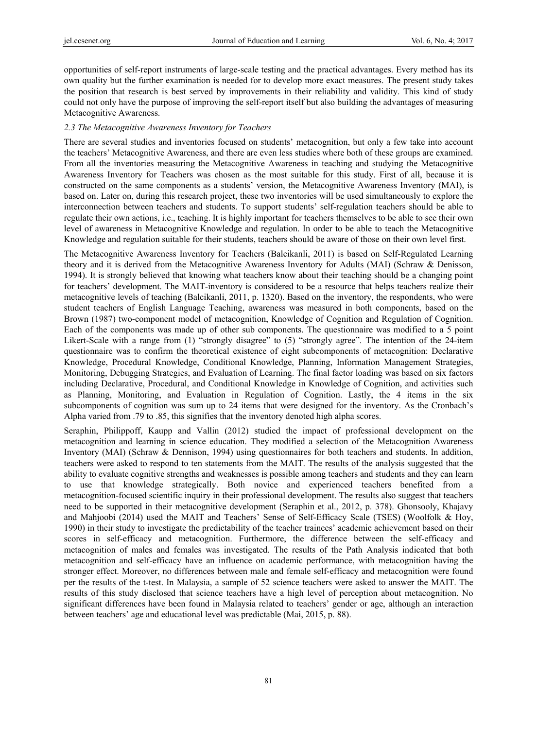opportunities of self-report instruments of large-scale testing and the practical advantages. Every method has its own quality but the further examination is needed for to develop more exact measures. The present study takes the position that research is best served by improvements in their reliability and validity. This kind of study could not only have the purpose of improving the self-report itself but also building the advantages of measuring Metacognitive Awareness.

### *2.3 The Metacognitive Awareness Inventory for Teachers*

There are several studies and inventories focused on students' metacognition, but only a few take into account the teachers' Metacognitive Awareness, and there are even less studies where both of these groups are examined. From all the inventories measuring the Metacognitive Awareness in teaching and studying the Metacognitive Awareness Inventory for Teachers was chosen as the most suitable for this study. First of all, because it is constructed on the same components as a students' version, the Metacognitive Awareness Inventory (MAI), is based on. Later on, during this research project, these two inventories will be used simultaneously to explore the interconnection between teachers and students. To support students' self-regulation teachers should be able to regulate their own actions, i.e., teaching. It is highly important for teachers themselves to be able to see their own level of awareness in Metacognitive Knowledge and regulation. In order to be able to teach the Metacognitive Knowledge and regulation suitable for their students, teachers should be aware of those on their own level first.

The Metacognitive Awareness Inventory for Teachers (Balcikanli, 2011) is based on Self-Regulated Learning theory and it is derived from the Metacognitive Awareness Inventory for Adults (MAI) (Schraw & Denisson, 1994). It is strongly believed that knowing what teachers know about their teaching should be a changing point for teachers' development. The MAIT-inventory is considered to be a resource that helps teachers realize their metacognitive levels of teaching (Balcikanli, 2011, p. 1320). Based on the inventory, the respondents, who were student teachers of English Language Teaching, awareness was measured in both components, based on the Brown (1987) two-component model of metacognition, Knowledge of Cognition and Regulation of Cognition. Each of the components was made up of other sub components. The questionnaire was modified to a 5 point Likert-Scale with a range from (1) "strongly disagree" to (5) "strongly agree". The intention of the 24-item questionnaire was to confirm the theoretical existence of eight subcomponents of metacognition: Declarative Knowledge, Procedural Knowledge, Conditional Knowledge, Planning, Information Management Strategies, Monitoring, Debugging Strategies, and Evaluation of Learning. The final factor loading was based on six factors including Declarative, Procedural, and Conditional Knowledge in Knowledge of Cognition, and activities such as Planning, Monitoring, and Evaluation in Regulation of Cognition. Lastly, the 4 items in the six subcomponents of cognition was sum up to 24 items that were designed for the inventory. As the Cronbach's Alpha varied from .79 to .85, this signifies that the inventory denoted high alpha scores.

Seraphin, Philippoff, Kaupp and Vallin (2012) studied the impact of professional development on the metacognition and learning in science education. They modified a selection of the Metacognition Awareness Inventory (MAI) (Schraw & Dennison, 1994) using questionnaires for both teachers and students. In addition, teachers were asked to respond to ten statements from the MAIT. The results of the analysis suggested that the ability to evaluate cognitive strengths and weaknesses is possible among teachers and students and they can learn to use that knowledge strategically. Both novice and experienced teachers benefited from a metacognition-focused scientific inquiry in their professional development. The results also suggest that teachers need to be supported in their metacognitive development (Seraphin et al., 2012, p. 378). Ghonsooly, Khajavy and Mahjoobi (2014) used the MAIT and Teachers' Sense of Self-Efficacy Scale (TSES) (Woolfolk & Hoy, 1990) in their study to investigate the predictability of the teacher trainees' academic achievement based on their scores in self-efficacy and metacognition. Furthermore, the difference between the self-efficacy and metacognition of males and females was investigated. The results of the Path Analysis indicated that both metacognition and self-efficacy have an influence on academic performance, with metacognition having the stronger effect. Moreover, no differences between male and female self-efficacy and metacognition were found per the results of the t-test. In Malaysia, a sample of 52 science teachers were asked to answer the MAIT. The results of this study disclosed that science teachers have a high level of perception about metacognition. No significant differences have been found in Malaysia related to teachers' gender or age, although an interaction between teachers' age and educational level was predictable (Mai, 2015, p. 88).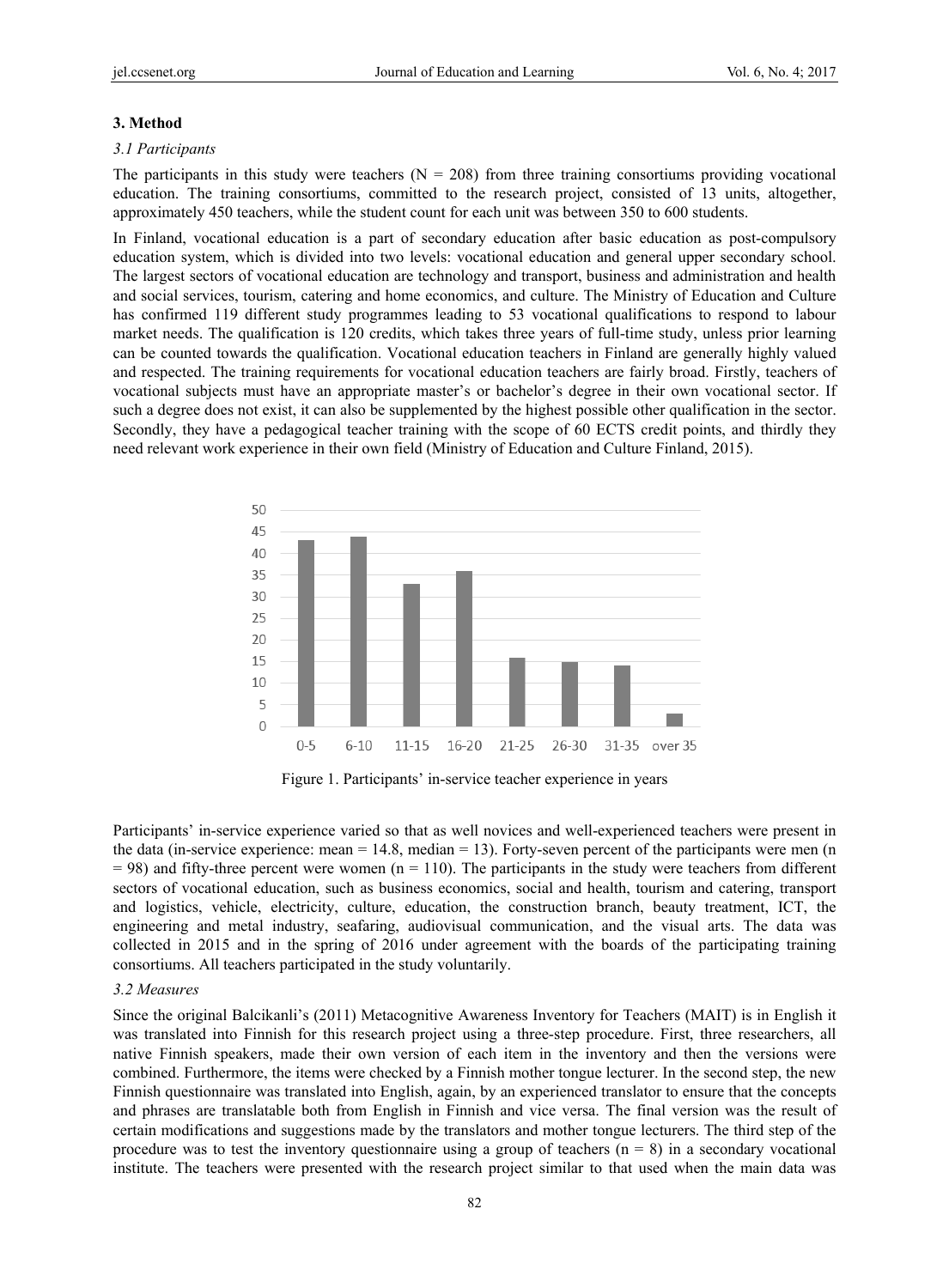### 3. Method

#### 3.1 Participants

The participants in this study were teachers ($N = 208$) from three training consortiums providing vocational education. The training consortiums, committed to the research project, consisted of 13 units, altogether, approximately 450 teachers, while the student count for each unit was between 350 to 600 students.

In Finland, vocational education is a part of secondary education after basic education as post-compulsory education system, which is divided into two levels: vocational education and general upper secondary school. The largest sectors of vocational education are technology and transport, business and administration and health and social services, tourism, catering and home economics, and culture. The Ministry of Education and Culture has confirmed 119 different study programmes leading to 53 vocational qualifications to respond to labour market needs. The qualification is 120 credits, which takes three years of full-time study, unless prior learning can be counted towards the qualification. Vocational education teachers in Finland are generally highly valued and respected. The training requirements for vocational education teachers are fairly broad. Firstly, teachers of vocational subjects must have an appropriate master's or bachelor's degree in their own vocational sector. If such a degree does not exist, it can also be supplemented by the highest possible other qualification in the sector. Secondly, they have a pedagogical teacher training with the scope of 60 ECTS credit points, and thirdly they need relevant work experience in their own field (Ministry of Education and Culture Finland, 2015).

Figure 1. Participants' in-service teacher experience in years

Participants' in-service experience varied so that as well novices and well-experienced teachers were present in the data (in-service experience: mean = 14.8, median = 13). Forty-seven percent of the participants were men ($n = 98$) and fifty-three percent were women ($n = 110$). The participants in the study were teachers from different sectors of vocational education, such as business economics, social and health, tourism and catering, transport and logistics, vehicle, electricity, culture, education, the construction branch, beauty treatment, ICT, the engineering and metal industry, seafaring, audiovisual communication, and the visual arts. The data was collected in 2015 and in the spring of 2016 under agreement with the boards of the participating training consortiums. All teachers participated in the study voluntarily.

#### 3.2 Measures

Since the original Balcikanli's (2011) Metacognitive Awareness Inventory for Teachers (MAIT) is in English it was translated into Finnish for this research project using a three-step procedure. First, three researchers, all native Finnish speakers, made their own version of each item in the inventory and then the versions were combined. Furthermore, the items were checked by a Finnish mother tongue lecturer. In the second step, the new Finnish questionnaire was translated into English, again, by an experienced translator to ensure that the concepts and phrases are translatable both from English in Finnish and vice versa. The final version was the result of certain modifications and suggestions made by the translators and mother tongue lecturers. The third step of the procedure was to test the inventory questionnaire using a group of teachers ($n = 8$) in a secondary vocational institute. The teachers were presented with the research project similar to that used when the main data was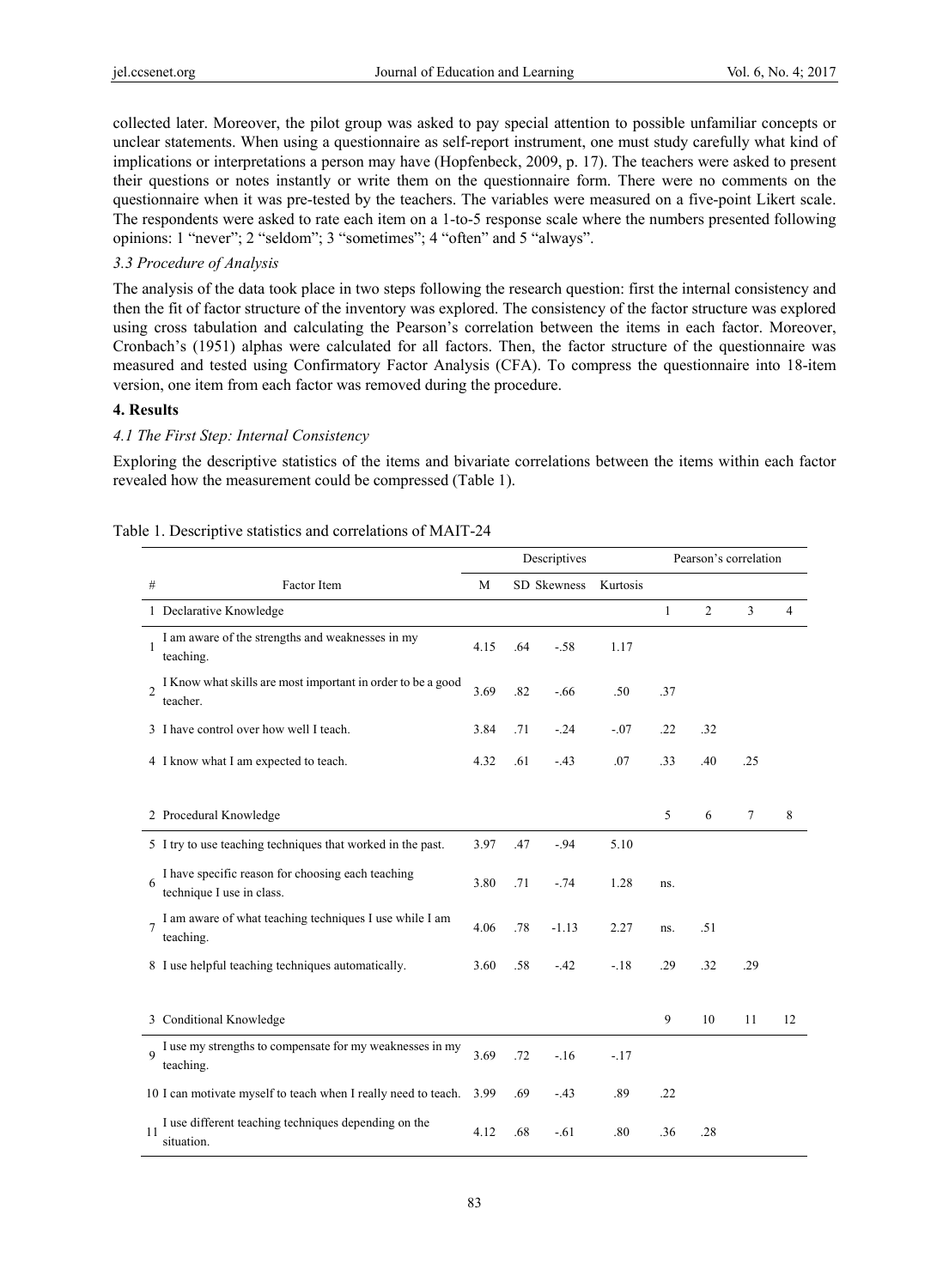collected later. Moreover, the pilot group was asked to pay special attention to possible unfamiliar concepts or unclear statements. When using a questionnaire as self-report instrument, one must study carefully what kind of implications or interpretations a person may have (Hopfenbeck, 2009, p. 17). The teachers were asked to present their questions or notes instantly or write them on the questionnaire form. There were no comments on the questionnaire when it was pre-tested by the teachers. The variables were measured on a five-point Likert scale. The respondents were asked to rate each item on a 1-to-5 response scale where the numbers presented following opinions: 1 "never"; 2 "seldom"; 3 "sometimes"; 4 "often" and 5 "always".

### *3.3 Procedure of Analysis*

The analysis of the data took place in two steps following the research question: first the internal consistency and then the fit of factor structure of the inventory was explored. The consistency of the factor structure was explored using cross tabulation and calculating the Pearson's correlation between the items in each factor. Moreover, Cronbach's (1951) alphas were calculated for all factors. Then, the factor structure of the questionnaire was measured and tested using Confirmatory Factor Analysis (CFA). To compress the questionnaire into 18-item version, one item from each factor was removed during the procedure.

## 4. Results

### *4.1 The First Step: Internal Consistency*

Exploring the descriptive statistics of the items and bivariate correlations between the items within each factor revealed how the measurement could be compressed (Table 1).

Table 1. Descriptive statistics and correlations of MAIT-24

| | | Descriptives | | | | Pearson's correlation | | | |
|---|---|---|---|---|---|---|---|---|---|
| # | Factor Item | M | SD | Skewness | Kurtosis | | | | |
| 1 | Declarative Knowledge | | | | | 1 | 2 | 3 | 4 |
| 1 | I am aware of the strengths and weaknesses in my teaching. | 4.15 | .64 | -.58 | 1.17 | | | | |
| 2 | I Know what skills are most important in order to be a good teacher. | 3.69 | .82 | -.66 | .50 | .37 | | | |
| 3 | I have control over how well I teach. | 3.84 | .71 | -.24 | -.07 | .22 | .32 | | |
| 4 | I know what I am expected to teach. | 4.32 | .61 | -.43 | .07 | .33 | .40 | .25 | |
| 2 | Procedural Knowledge | | | | | 5 | 6 | 7 | 8 |
| 5 | I try to use teaching techniques that worked in the past. | 3.97 | .47 | -.94 | 5.10 | | | | |
| 6 | I have specific reason for choosing each teaching technique I use in class. | 3.80 | .71 | -.74 | 1.28 | ns. | | | |
| 7 | I am aware of what teaching techniques I use while I am teaching. | 4.06 | .78 | -1.13 | 2.27 | ns. | .51 | | |
| 8 | I use helpful teaching techniques automatically. | 3.60 | .58 | -.42 | -.18 | .29 | .32 | .29 | |
| 3 | Conditional Knowledge | | | | | 9 | 10 | 11 | 12 |
| 9 | I use my strengths to compensate for my weaknesses in my teaching. | 3.69 | .72 | -.16 | -.17 | | | | |
| 10 | I can motivate myself to teach when I really need to teach. | 3.99 | .69 | -.43 | .89 | .22 | | | |
| 11 | I use different teaching techniques depending on the situation. | 4.12 | .68 | -.61 | .80 | .36 | .28 | | |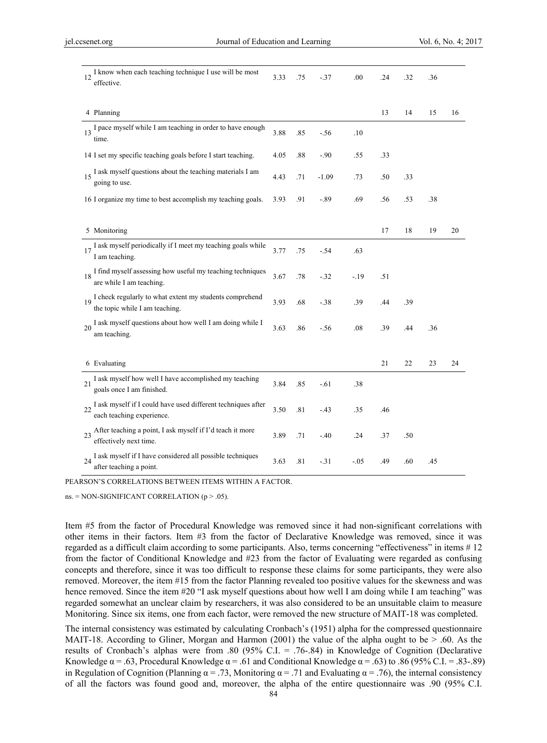| | | | | | | | | | |
|---|---|---|---|---|---|---|---|---|---|
| 12 | I know when each teaching technique I use will be most effective. | 3.33 | .75 | -.37 | .00 | .24 | .32 | .36 | |
| | | | | | | | | | |
| 4 | Planning | | | | | 13 | 14 | 15 | 16 |
| 13 | I pace myself while I am teaching in order to have enough time. | 3.88 | .85 | -.56 | .10 | | | | |
| 14 | I set my specific teaching goals before I start teaching. | 4.05 | .88 | -.90 | .55 | .33 | | | |
| 15 | I ask myself questions about the teaching materials I am going to use. | 4.43 | .71 | -1.09 | .73 | .50 | .33 | | |
| 16 | I organize my time to best accomplish my teaching goals. | 3.93 | .91 | -.89 | .69 | .56 | .53 | .38 | |
| | | | | | | | | | |
| 5 | Monitoring | | | | | 17 | 18 | 19 | 20 |
| 17 | I ask myself periodically if I meet my teaching goals while I am teaching. | 3.77 | .75 | -.54 | .63 | | | | |
| 18 | I find myself assessing how useful my teaching techniques are while I am teaching. | 3.67 | .78 | -.32 | -.19 | .51 | | | |
| 19 | I check regularly to what extent my students comprehend the topic while I am teaching. | 3.93 | .68 | -.38 | .39 | .44 | .39 | | |
| 20 | I ask myself questions about how well I am doing while I am teaching. | 3.63 | .86 | -.56 | .08 | .39 | .44 | .36 | |
| | | | | | | | | | |
| 6 | Evaluating | | | | | 21 | 22 | 23 | 24 |
| 21 | I ask myself how well I have accomplished my teaching goals once I am finished. | 3.84 | .85 | -.61 | .38 | | | | |
| 22 | I ask myself if I could have used different techniques after each teaching experience. | 3.50 | .81 | -.43 | .35 | .46 | | | |
| 23 | After teaching a point, I ask myself if I'd teach it more effectively next time. | 3.89 | .71 | -.40 | .24 | .37 | .50 | | |
| 24 | I ask myself if I have considered all possible techniques after teaching a point. | 3.63 | .81 | -.31 | -.05 | .49 | .60 | .45 | |

PEARSON'S CORRELATIONS BETWEEN ITEMS WITHIN A FACTOR.

ns. = NON-SIGNIFICANT CORRELATION ($p > .05$).

Item #5 from the factor of Procedural Knowledge was removed since it had non-significant correlations with other items in their factors. Item #3 from the factor of Declarative Knowledge was removed, since it was regarded as a difficult claim according to some participants. Also, terms concerning "effectiveness" in items # 12 from the factor of Conditional Knowledge and #23 from the factor of Evaluating were regarded as confusing concepts and therefore, since it was too difficult to response these claims for some participants, they were also removed. Moreover, the item #15 from the factor Planning revealed too positive values for the skewness and was hence removed. Since the item #20 "I ask myself questions about how well I am doing while I am teaching" was regarded somewhat an unclear claim by researchers, it was also considered to be an unsuitable claim to measure Monitoring. Since six items, one from each factor, were removed the new structure of MAIT-18 was completed.

The internal consistency was estimated by calculating Cronbach's (1951) alpha for the compressed questionnaire MAIT-18. According to Gliner, Morgan and Harmon (2001) the value of the alpha ought to be > .60. As the results of Cronbach's alphas were from .80 (95% C.I. = .76-.84) in Knowledge of Cognition (Declarative Knowledge $\alpha = .63$, Procedural Knowledge $\alpha = .61$ and Conditional Knowledge $\alpha = .63$) to .86 (95% C.I. = .83-.89) in Regulation of Cognition (Planning $\alpha = .73$, Monitoring $\alpha = .71$ and Evaluating $\alpha = .76$), the internal consistency of all the factors was found good and, moreover, the alpha of the entire questionnaire was .90 (95% C.I.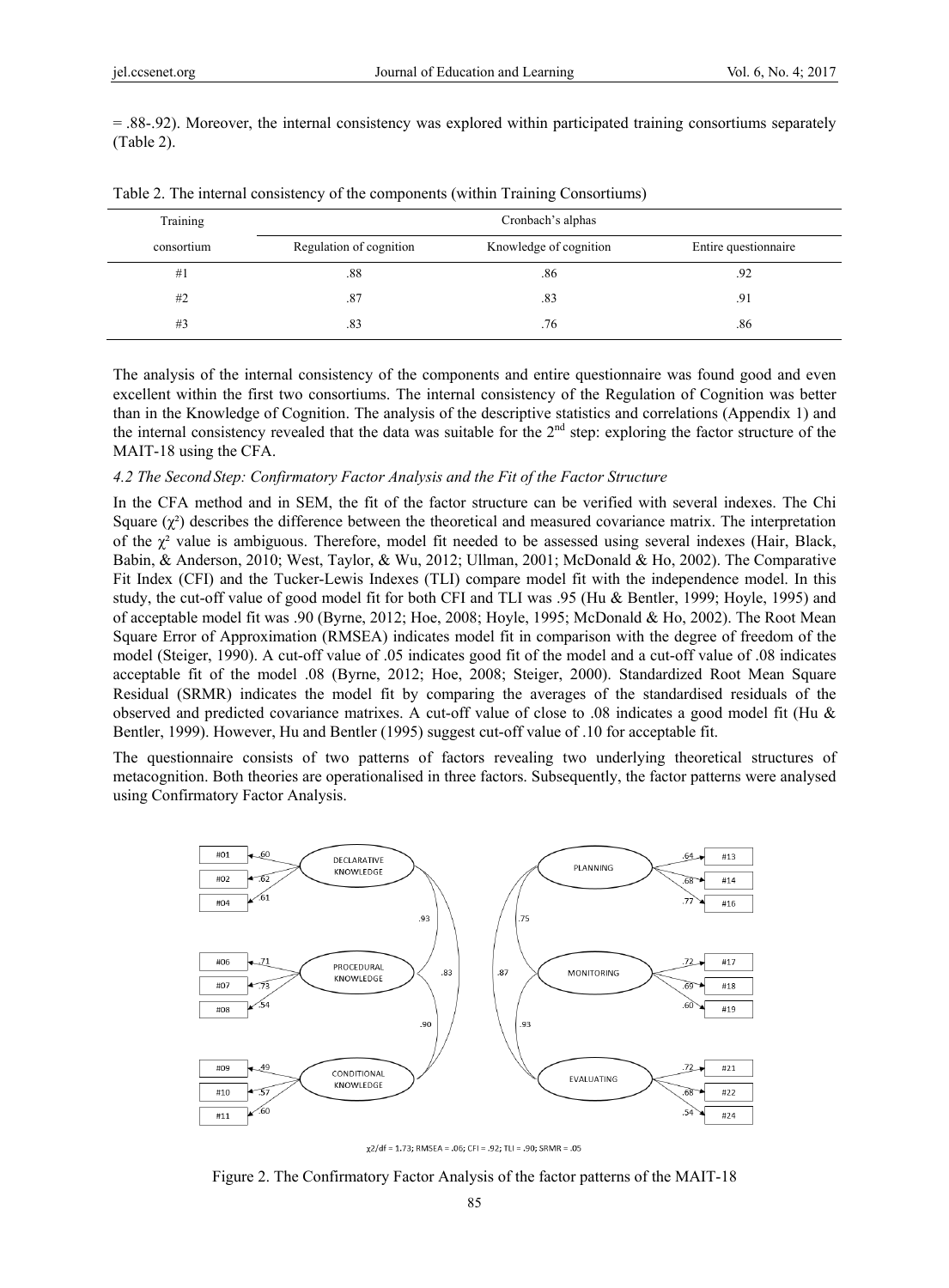= .88-.92). Moreover, the internal consistency was explored within participated training consortiums separately (Table 2).

Table 2. The internal consistency of the components (within Training Consortiums)

| Training consortium | Cronbach's alphas | | |
|---|---|---|---|
| | Regulation of cognition | Knowledge of cognition | Entire questionnaire |
| #1 | .88 | .86 | .92 |
| #2 | .87 | .83 | .91 |
| #3 | .83 | .76 | .86 |

The analysis of the internal consistency of the components and entire questionnaire was found good and even excellent within the first two consortiums. The internal consistency of the Regulation of Cognition was better than in the Knowledge of Cognition. The analysis of the descriptive statistics and correlations (Appendix 1) and the internal consistency revealed that the data was suitable for the 2nd step: exploring the factor structure of the MAIT-18 using the CFA.

### *4.2 The Second Step: Confirmatory Factor Analysis and the Fit of the Factor Structure*

In the CFA method and in SEM, the fit of the factor structure can be verified with several indexes. The Chi Square ($\chi^2$) describes the difference between the theoretical and measured covariance matrix. The interpretation of the $\chi^2$ value is ambiguous. Therefore, model fit needed to be assessed using several indexes (Hair, Black, Babin, & Anderson, 2010; West, Taylor, & Wu, 2012; Ullman, 2001; McDonald & Ho, 2002). The Comparative Fit Index (CFI) and the Tucker-Lewis Indexes (TLI) compare model fit with the independence model. In this study, the cut-off value of good model fit for both CFI and TLI was .95 (Hu & Bentler, 1999; Hoyle, 1995) and of acceptable model fit was .90 (Byrne, 2012; Hoe, 2008; Hoyle, 1995; McDonald & Ho, 2002). The Root Mean Square Error of Approximation (RMSEA) indicates model fit in comparison with the degree of freedom of the model (Steiger, 1990). A cut-off value of .05 indicates good fit of the model and a cut-off value of .08 indicates acceptable fit of the model .08 (Byrne, 2012; Hoe, 2008; Steiger, 2000). Standardized Root Mean Square Residual (SRMR) indicates the model fit by comparing the averages of the standardised residuals of the observed and predicted covariance matrixes. A cut-off value of close to .08 indicates a good model fit (Hu & Bentler, 1999). However, Hu and Bentler (1995) suggest cut-off value of .10 for acceptable fit.

The questionnaire consists of two patterns of factors revealing two underlying theoretical structures of metacognition. Both theories are operationalised in three factors. Subsequently, the factor patterns were analysed using Confirmatory Factor Analysis.

$\chi 2/df$ = 1.73; RMSEA = .06; CFI = .92; TLI = .90; SRMR = .05

Figure 2. The Confirmatory Factor Analysis of the factor patterns of the MAIT-18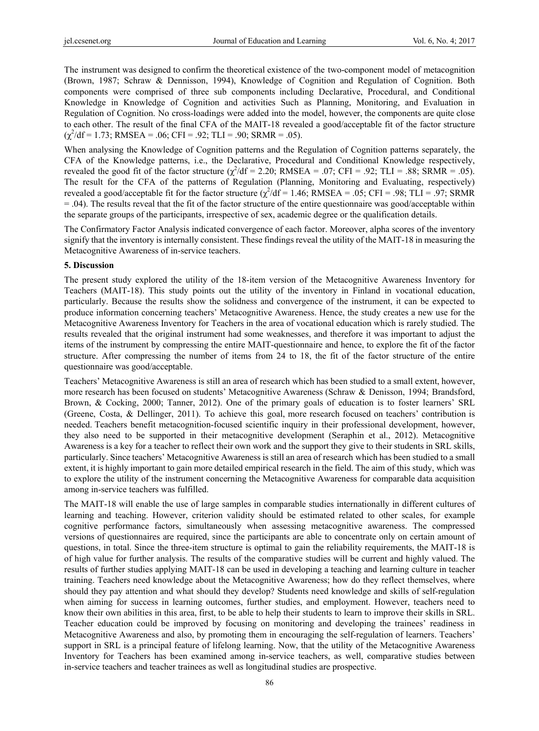The instrument was designed to confirm the theoretical existence of the two-component model of metacognition (Brown, 1987; Schraw & Dennisson, 1994), Knowledge of Cognition and Regulation of Cognition. Both components were comprised of three sub components including Declarative, Procedural, and Conditional Knowledge in Knowledge of Cognition and activities Such as Planning, Monitoring, and Evaluation in Regulation of Cognition. No cross-loadings were added into the model, however, the components are quite close to each other. The result of the final CFA of the MAIT-18 revealed a good/acceptable fit of the factor structure ($\chi^2$/df = 1.73; RMSEA = .06; CFI = .92; TLI = .90; SRMR = .05).

When analysing the Knowledge of Cognition patterns and the Regulation of Cognition patterns separately, the CFA of the Knowledge patterns, i.e., the Declarative, Procedural and Conditional Knowledge respectively, revealed the good fit of the factor structure ($\chi^2$/df = 2.20; RMSEA = .07; CFI = .92; TLI = .88; SRMR = .05). The result for the CFA of the patterns of Regulation (Planning, Monitoring and Evaluating, respectively) revealed a good/acceptable fit for the factor structure ($\chi^2$/df = 1.46; RMSEA = .05; CFI = .98; TLI = .97; SRMR = .04). The results reveal that the fit of the factor structure of the entire questionnaire was good/acceptable within the separate groups of the participants, irrespective of sex, academic degree or the qualification details.

The Confirmatory Factor Analysis indicated convergence of each factor. Moreover, alpha scores of the inventory signify that the inventory is internally consistent. These findings reveal the utility of the MAIT-18 in measuring the Metacognitive Awareness of in-service teachers.

### 5. Discussion

The present study explored the utility of the 18-item version of the Metacognitive Awareness Inventory for Teachers (MAIT-18). This study points out the utility of the inventory in Finland in vocational education, particularly. Because the results show the solidness and convergence of the instrument, it can be expected to produce information concerning teachers' Metacognitive Awareness. Hence, the study creates a new use for the Metacognitive Awareness Inventory for Teachers in the area of vocational education which is rarely studied. The results revealed that the original instrument had some weaknesses, and therefore it was important to adjust the items of the instrument by compressing the entire MAIT-questionnaire and hence, to explore the fit of the factor structure. After compressing the number of items from 24 to 18, the fit of the factor structure of the entire questionnaire was good/acceptable.

Teachers' Metacognitive Awareness is still an area of research which has been studied to a small extent, however, more research has been focused on students' Metacognitive Awareness (Schraw & Denisson, 1994; Brandsford, Brown, & Cocking, 2000; Tanner, 2012). One of the primary goals of education is to foster learners' SRL (Greene, Costa, & Dellinger, 2011). To achieve this goal, more research focused on teachers' contribution is needed. Teachers benefit metacognition-focused scientific inquiry in their professional development, however, they also need to be supported in their metacognitive development (Seraphin et al., 2012). Metacognitive Awareness is a key for a teacher to reflect their own work and the support they give to their students in SRL skills, particularly. Since teachers' Metacognitive Awareness is still an area of research which has been studied to a small extent, it is highly important to gain more detailed empirical research in the field. The aim of this study, which was to explore the utility of the instrument concerning the Metacognitive Awareness for comparable data acquisition among in-service teachers was fulfilled.

The MAIT-18 will enable the use of large samples in comparable studies internationally in different cultures of learning and teaching. However, criterion validity should be estimated related to other scales, for example cognitive performance factors, simultaneously when assessing metacognitive awareness. The compressed versions of questionnaires are required, since the participants are able to concentrate only on certain amount of questions, in total. Since the three-item structure is optimal to gain the reliability requirements, the MAIT-18 is of high value for further analysis. The results of the comparative studies will be current and highly valued. The results of further studies applying MAIT-18 can be used in developing a teaching and learning culture in teacher training. Teachers need knowledge about the Metacognitive Awareness; how do they reflect themselves, where should they pay attention and what should they develop? Students need knowledge and skills of self-regulation when aiming for success in learning outcomes, further studies, and employment. However, teachers need to know their own abilities in this area, first, to be able to help their students to learn to improve their skills in SRL. Teacher education could be improved by focusing on monitoring and developing the trainees' readiness in Metacognitive Awareness and also, by promoting them in encouraging the self-regulation of learners. Teachers' support in SRL is a principal feature of lifelong learning. Now, that the utility of the Metacognitive Awareness Inventory for Teachers has been examined among in-service teachers, as well, comparative studies between in-service teachers and teacher trainees as well as longitudinal studies are prospective.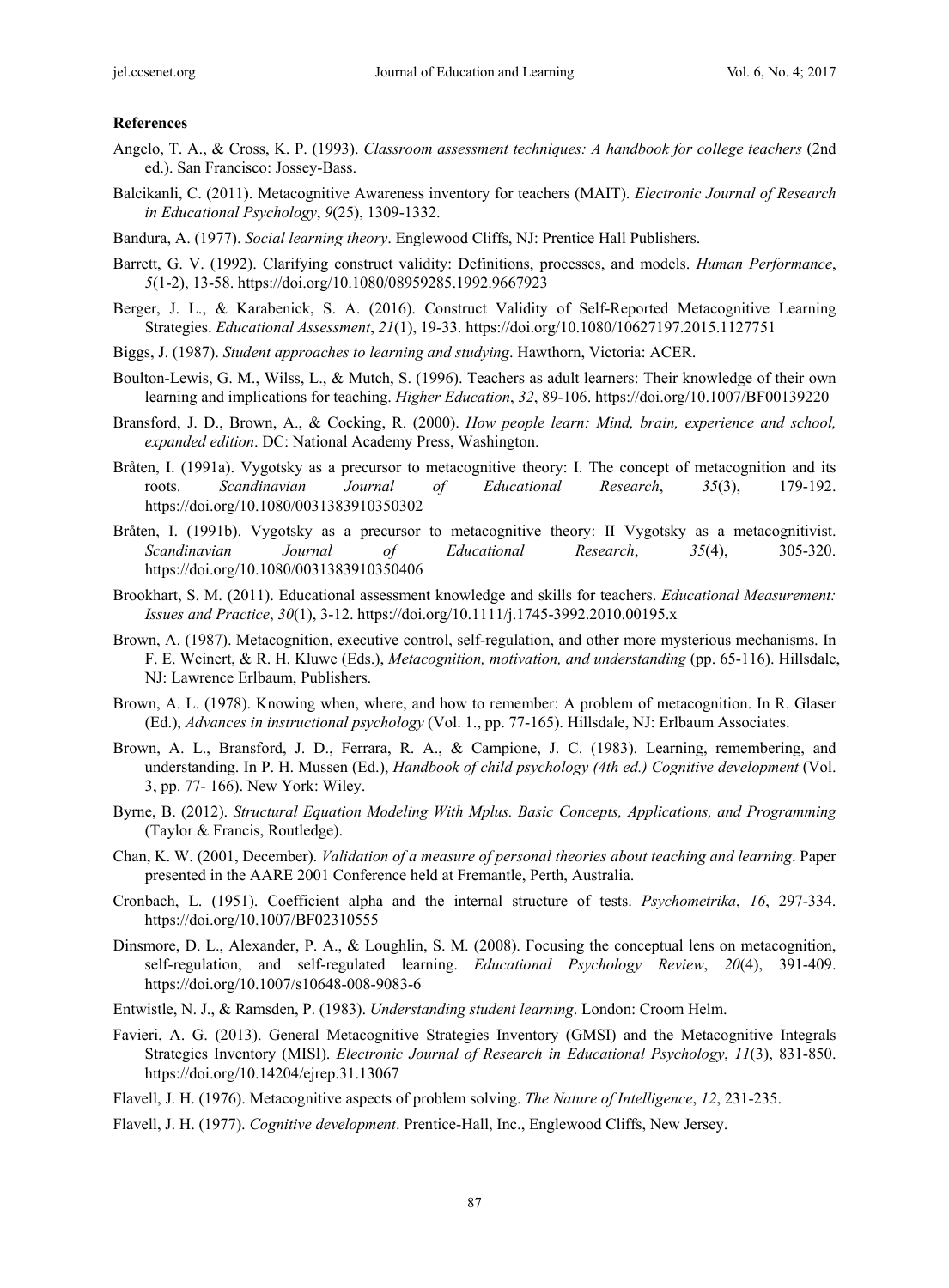### References

Angelo, T. A., & Cross, K. P. (1993). *Classroom assessment techniques: A handbook for college teachers* (2nd ed.). San Francisco: Jossey-Bass.

Balcikanli, C. (2011). Metacognitive Awareness inventory for teachers (MAIT). *Electronic Journal of Research in Educational Psychology*, *9*(25), 1309-1332.

Bandura, A. (1977). *Social learning theory*. Englewood Cliffs, NJ: Prentice Hall Publishers.

Barrett, G. V. (1992). Clarifying construct validity: Definitions, processes, and models. *Human Performance*, *5*(1-2), 13-58. https://doi.org/10.1080/08959285.1992.9667923

Berger, J. L., & Karabenick, S. A. (2016). Construct Validity of Self-Reported Metacognitive Learning Strategies. *Educational Assessment*, *21*(1), 19-33. https://doi.org/10.1080/10627197.2015.1127751

Biggs, J. (1987). *Student approaches to learning and studying*. Hawthorn, Victoria: ACER.

Boulton-Lewis, G. M., Wilss, L., & Mutch, S. (1996). Teachers as adult learners: Their knowledge of their own learning and implications for teaching. *Higher Education*, *32*, 89-106. https://doi.org/10.1007/BF00139220

Bransford, J. D., Brown, A., & Cocking, R. (2000). *How people learn: Mind, brain, experience and school, expanded edition*. DC: National Academy Press, Washington.

Bråten, I. (1991a). Vygotsky as a precursor to metacognitive theory: I. The concept of metacognition and its roots. *Scandinavian Journal of Educational Research*, *35*(3), 179-192. https://doi.org/10.1080/0031383910350302

Bråten, I. (1991b). Vygotsky as a precursor to metacognitive theory: II Vygotsky as a metacognitivist. *Scandinavian Journal of Educational Research*, *35*(4), 305-320. https://doi.org/10.1080/0031383910350406

Brookhart, S. M. (2011). Educational assessment knowledge and skills for teachers. *Educational Measurement: Issues and Practice*, *30*(1), 3-12. https://doi.org/10.1111/j.1745-3992.2010.00195.x

Brown, A. (1987). Metacognition, executive control, self-regulation, and other more mysterious mechanisms. In F. E. Weinert, & R. H. Kluwe (Eds.), *Metacognition, motivation, and understanding* (pp. 65-116). Hillsdale, NJ: Lawrence Erlbaum, Publishers.

Brown, A. L. (1978). Knowing when, where, and how to remember: A problem of metacognition. In R. Glaser (Ed.), *Advances in instructional psychology* (Vol. 1., pp. 77-165). Hillsdale, NJ: Erlbaum Associates.

Brown, A. L., Bransford, J. D., Ferrara, R. A., & Campione, J. C. (1983). Learning, remembering, and understanding. In P. H. Mussen (Ed.), *Handbook of child psychology (4th ed.) Cognitive development* (Vol. 3, pp. 77- 166). New York: Wiley.

Byrne, B. (2012). *Structural Equation Modeling With Mplus. Basic Concepts, Applications, and Programming* (Taylor & Francis, Routledge).

Chan, K. W. (2001, December). *Validation of a measure of personal theories about teaching and learning*. Paper presented in the AARE 2001 Conference held at Fremantle, Perth, Australia.

Cronbach, L. (1951). Coefficient alpha and the internal structure of tests. *Psychometrika*, *16*, 297-334. https://doi.org/10.1007/BF02310555

Dinsmore, D. L., Alexander, P. A., & Loughlin, S. M. (2008). Focusing the conceptual lens on metacognition, self-regulation, and self-regulated learning. *Educational Psychology Review*, *20*(4), 391-409. https://doi.org/10.1007/s10648-008-9083-6

Entwistle, N. J., & Ramsden, P. (1983). *Understanding student learning*. London: Croom Helm.

Favieri, A. G. (2013). General Metacognitive Strategies Inventory (GMSI) and the Metacognitive Integrals Strategies Inventory (MISI). *Electronic Journal of Research in Educational Psychology*, *11*(3), 831-850. https://doi.org/10.14204/ejrep.31.13067

Flavell, J. H. (1976). Metacognitive aspects of problem solving. *The Nature of Intelligence*, *12*, 231-235.

Flavell, J. H. (1977). *Cognitive development*. Prentice-Hall, Inc., Englewood Cliffs, New Jersey.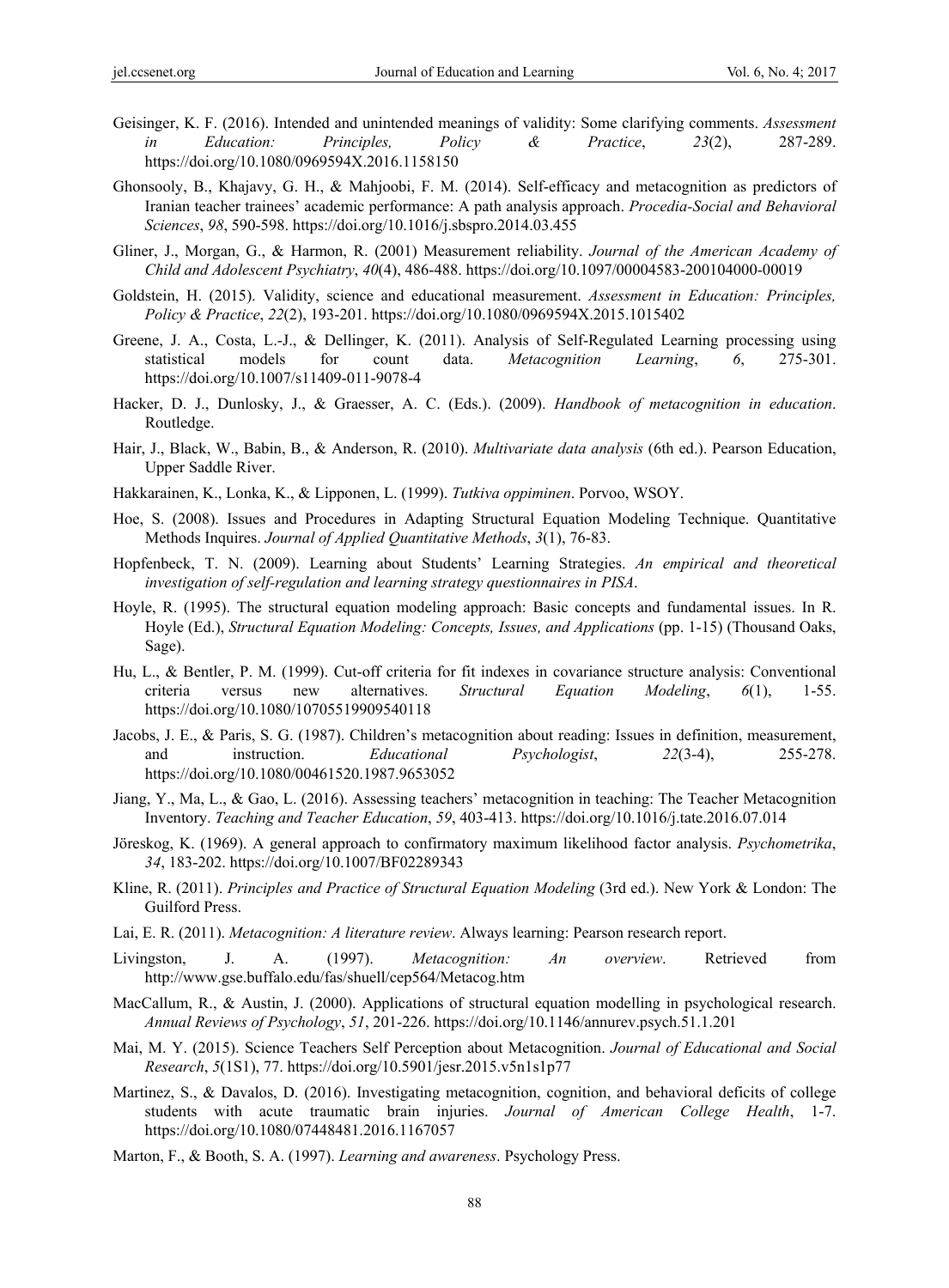Geisinger, K. F. (2016). Intended and unintended meanings of validity: Some clarifying comments. *Assessment in Education: Principles, Policy & Practice*, *23*(2), 287-289. https://doi.org/10.1080/0969594X.2016.1158150

Ghonsooly, B., Khajavy, G. H., & Mahjoobi, F. M. (2014). Self-efficacy and metacognition as predictors of Iranian teacher trainees' academic performance: A path analysis approach. *Procedia-Social and Behavioral Sciences*, *98*, 590-598. https://doi.org/10.1016/j.sbspro.2014.03.455

Gliner, J., Morgan, G., & Harmon, R. (2001) Measurement reliability. *Journal of the American Academy of Child and Adolescent Psychiatry*, *40*(4), 486-488. https://doi.org/10.1097/00004583-200104000-00019

Goldstein, H. (2015). Validity, science and educational measurement. *Assessment in Education: Principles, Policy & Practice*, *22*(2), 193-201. https://doi.org/10.1080/0969594X.2015.1015402

Greene, J. A., Costa, L.-J., & Dellinger, K. (2011). Analysis of Self-Regulated Learning processing using statistical models for count data. *Metacognition Learning*, *6*, 275-301. https://doi.org/10.1007/s11409-011-9078-4

Hacker, D. J., Dunlosky, J., & Graesser, A. C. (Eds.). (2009). *Handbook of metacognition in education*. Routledge.

Hair, J., Black, W., Babin, B., & Anderson, R. (2010). *Multivariate data analysis* (6th ed.). Pearson Education, Upper Saddle River.

Hakkarainen, K., Lonka, K., & Lipponen, L. (1999). *Tutkiva oppiminen*. Porvoo, WSOY.

Hoe, S. (2008). Issues and Procedures in Adapting Structural Equation Modeling Technique. Quantitative Methods Inquires. *Journal of Applied Quantitative Methods*, *3*(1), 76-83.

Hopfenbeck, T. N. (2009). Learning about Students' Learning Strategies. *An empirical and theoretical investigation of self-regulation and learning strategy questionnaires in PISA*.

Hoyle, R. (1995). The structural equation modeling approach: Basic concepts and fundamental issues. In R. Hoyle (Ed.), *Structural Equation Modeling: Concepts, Issues, and Applications* (pp. 1-15) (Thousand Oaks, Sage).

Hu, L., & Bentler, P. M. (1999). Cut-off criteria for fit indexes in covariance structure analysis: Conventional criteria versus new alternatives. *Structural Equation Modeling*, *6*(1), 1-55. https://doi.org/10.1080/10705519909540118

Jacobs, J. E., & Paris, S. G. (1987). Children's metacognition about reading: Issues in definition, measurement, and instruction. *Educational Psychologist*, *22*(3-4), 255-278. https://doi.org/10.1080/00461520.1987.9653052

Jiang, Y., Ma, L., & Gao, L. (2016). Assessing teachers' metacognition in teaching: The Teacher Metacognition Inventory. *Teaching and Teacher Education*, *59*, 403-413. https://doi.org/10.1016/j.tate.2016.07.014

Jöreskog, K. (1969). A general approach to confirmatory maximum likelihood factor analysis. *Psychometrika*, *34*, 183-202. https://doi.org/10.1007/BF02289343

Kline, R. (2011). *Principles and Practice of Structural Equation Modeling* (3rd ed.). New York & London: The Guilford Press.

Lai, E. R. (2011). *Metacognition: A literature review*. Always learning: Pearson research report.

Livingston, J. A. (1997). *Metacognition: An overview*. Retrieved from http://www.gse.buffalo.edu/fas/shuell/cep564/Metacog.htm

MacCallum, R., & Austin, J. (2000). Applications of structural equation modelling in psychological research. *Annual Reviews of Psychology*, *51*, 201-226. https://doi.org/10.1146/annurev.psych.51.1.201

Mai, M. Y. (2015). Science Teachers Self Perception about Metacognition. *Journal of Educational and Social Research*, *5*(1S1), 77. https://doi.org/10.5901/jesr.2015.v5n1s1p77

Martinez, S., & Davalos, D. (2016). Investigating metacognition, cognition, and behavioral deficits of college students with acute traumatic brain injuries. *Journal of American College Health*, 1-7. https://doi.org/10.1080/07448481.2016.1167057

Marton, F., & Booth, S. A. (1997). *Learning and awareness*. Psychology Press.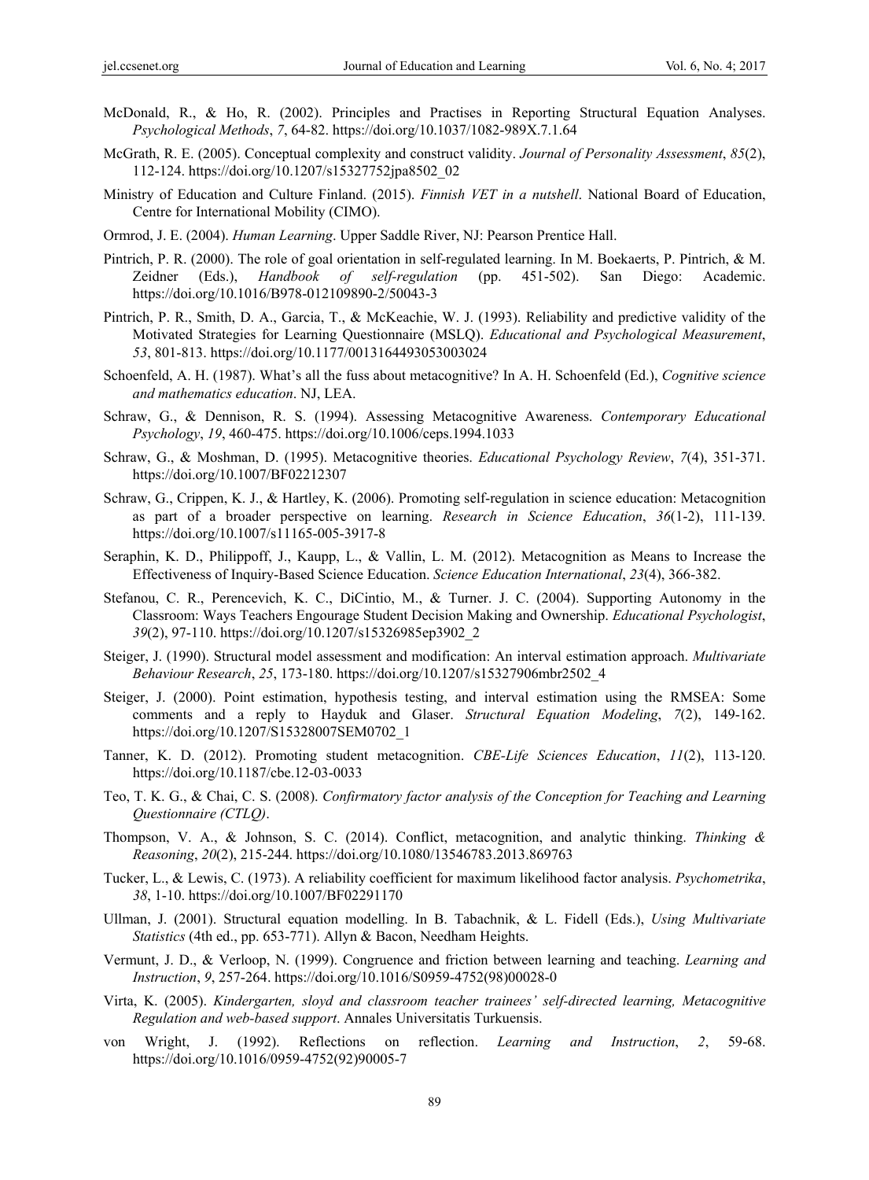McDonald, R., & Ho, R. (2002). Principles and Practises in Reporting Structural Equation Analyses. *Psychological Methods*, *7*, 64-82. https://doi.org/10.1037/1082-989X.7.1.64

McGrath, R. E. (2005). Conceptual complexity and construct validity. *Journal of Personality Assessment*, *85*(2), 112-124. https://doi.org/10.1207/s15327752jpa8502_02

Ministry of Education and Culture Finland. (2015). *Finnish VET in a nutshell*. National Board of Education, Centre for International Mobility (CIMO).

Ormrod, J. E. (2004). *Human Learning*. Upper Saddle River, NJ: Pearson Prentice Hall.

Pintrich, P. R. (2000). The role of goal orientation in self-regulated learning. In M. Boekaerts, P. Pintrich, & M. Zeidner (Eds.), *Handbook of self-regulation* (pp. 451-502). San Diego: Academic. https://doi.org/10.1016/B978-012109890-2/50043-3

Pintrich, P. R., Smith, D. A., Garcia, T., & McKeachie, W. J. (1993). Reliability and predictive validity of the Motivated Strategies for Learning Questionnaire (MSLQ). *Educational and Psychological Measurement*, *53*, 801-813. https://doi.org/10.1177/0013164493053003024

Schoenfeld, A. H. (1987). What's all the fuss about metacognitive? In A. H. Schoenfeld (Ed.), *Cognitive science and mathematics education*. NJ, LEA.

Schraw, G., & Dennison, R. S. (1994). Assessing Metacognitive Awareness. *Contemporary Educational Psychology*, *19*, 460-475. https://doi.org/10.1006/ceps.1994.1033

Schraw, G., & Moshman, D. (1995). Metacognitive theories. *Educational Psychology Review*, *7*(4), 351-371. https://doi.org/10.1007/BF02212307

Schraw, G., Crippen, K. J., & Hartley, K. (2006). Promoting self-regulation in science education: Metacognition as part of a broader perspective on learning. *Research in Science Education*, *36*(1-2), 111-139. https://doi.org/10.1007/s11165-005-3917-8

Seraphin, K. D., Philippoff, J., Kaupp, L., & Vallin, L. M. (2012). Metacognition as Means to Increase the Effectiveness of Inquiry-Based Science Education. *Science Education International*, *23*(4), 366-382.

Stefanou, C. R., Perencevich, K. C., DiCintio, M., & Turner. J. C. (2004). Supporting Autonomy in the Classroom: Ways Teachers Engourage Student Decision Making and Ownership. *Educational Psychologist*, *39*(2), 97-110. https://doi.org/10.1207/s15326985ep3902_2

Steiger, J. (1990). Structural model assessment and modification: An interval estimation approach. *Multivariate Behaviour Research*, *25*, 173-180. https://doi.org/10.1207/s15327906mbr2502_4

Steiger, J. (2000). Point estimation, hypothesis testing, and interval estimation using the RMSEA: Some comments and a reply to Hayduk and Glaser. *Structural Equation Modeling*, *7*(2), 149-162. https://doi.org/10.1207/S15328007SEM0702_1

Tanner, K. D. (2012). Promoting student metacognition. *CBE-Life Sciences Education*, *11*(2), 113-120. https://doi.org/10.1187/cbe.12-03-0033

Teo, T. K. G., & Chai, C. S. (2008). *Confirmatory factor analysis of the Conception for Teaching and Learning Questionnaire (CTLQ)*.

Thompson, V. A., & Johnson, S. C. (2014). Conflict, metacognition, and analytic thinking. *Thinking & Reasoning*, *20*(2), 215-244. https://doi.org/10.1080/13546783.2013.869763

Tucker, L., & Lewis, C. (1973). A reliability coefficient for maximum likelihood factor analysis. *Psychometrika*, *38*, 1-10. https://doi.org/10.1007/BF02291170

Ullman, J. (2001). Structural equation modelling. In B. Tabachnik, & L. Fidell (Eds.), *Using Multivariate Statistics* (4th ed., pp. 653-771). Allyn & Bacon, Needham Heights.

Vermunt, J. D., & Verloop, N. (1999). Congruence and friction between learning and teaching. *Learning and Instruction*, *9*, 257-264. https://doi.org/10.1016/S0959-4752(98)00028-0

Virta, K. (2005). *Kindergarten, sloyd and classroom teacher trainees' self-directed learning, Metacognitive Regulation and web-based support*. Annales Universitatis Turkuensis.

von Wright, J. (1992). Reflections on reflection. *Learning and Instruction*, *2*, 59-68. https://doi.org/10.1016/0959-4752(92)90005-7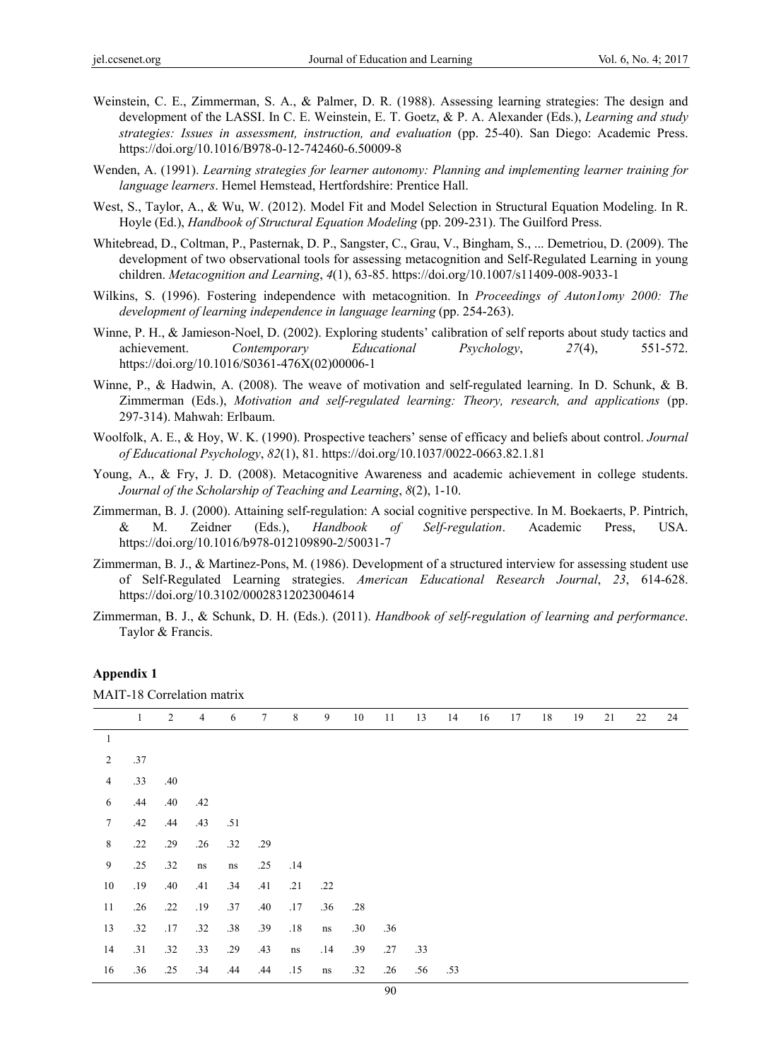Weinstein, C. E., Zimmerman, S. A., & Palmer, D. R. (1988). Assessing learning strategies: The design and development of the LASSI. In C. E. Weinstein, E. T. Goetz, & P. A. Alexander (Eds.), *Learning and study strategies: Issues in assessment, instruction, and evaluation* (pp. 25-40). San Diego: Academic Press. https://doi.org/10.1016/B978-0-12-742460-6.50009-8

Wenden, A. (1991). *Learning strategies for learner autonomy: Planning and implementing learner training for language learners*. Hemel Hemstead, Hertfordshire: Prentice Hall.

West, S., Taylor, A., & Wu, W. (2012). Model Fit and Model Selection in Structural Equation Modeling. In R. Hoyle (Ed.), *Handbook of Structural Equation Modeling* (pp. 209-231). The Guilford Press.

Whitebread, D., Coltman, P., Pasternak, D. P., Sangster, C., Grau, V., Bingham, S., ... Demetriou, D. (2009). The development of two observational tools for assessing metacognition and Self-Regulated Learning in young children. *Metacognition and Learning*, *4*(1), 63-85. https://doi.org/10.1007/s11409-008-9033-1

Wilkins, S. (1996). Fostering independence with metacognition. In *Proceedings of Auton1omy 2000: The development of learning independence in language learning* (pp. 254-263).

Winne, P. H., & Jamieson-Noel, D. (2002). Exploring students' calibration of self reports about study tactics and achievement. *Contemporary Educational Psychology*, *27*(4), 551-572. https://doi.org/10.1016/S0361-476X(02)00006-1

Winne, P., & Hadwin, A. (2008). The weave of motivation and self-regulated learning. In D. Schunk, & B. Zimmerman (Eds.), *Motivation and self-regulated learning: Theory, research, and applications* (pp. 297-314). Mahwah: Erlbaum.

Woolfolk, A. E., & Hoy, W. K. (1990). Prospective teachers' sense of efficacy and beliefs about control. *Journal of Educational Psychology*, *82*(1), 81. https://doi.org/10.1037/0022-0663.82.1.81

Young, A., & Fry, J. D. (2008). Metacognitive Awareness and academic achievement in college students. *Journal of the Scholarship of Teaching and Learning*, *8*(2), 1-10.

Zimmerman, B. J. (2000). Attaining self-regulation: A social cognitive perspective. In M. Boekaerts, P. Pintrich, & M. Zeidner (Eds.), *Handbook of Self-regulation*. Academic Press, USA. https://doi.org/10.1016/b978-012109890-2/50031-7

Zimmerman, B. J., & Martinez-Pons, M. (1986). Development of a structured interview for assessing student use of Self-Regulated Learning strategies. *American Educational Research Journal*, *23*, 614-628. https://doi.org/10.3102/00028312023004614

Zimmerman, B. J., & Schunk, D. H. (Eds.). (2011). *Handbook of self-regulation of learning and performance*. Taylor & Francis.

## Appendix 1

MAIT-18 Correlation matrix

| | 1 | 2 | 4 | 6 | 7 | 8 | 9 | 10 | 11 | 13 | 14 | 16 | 17 | 18 | 19 | 21 | 22 | 24 |
|---|---|---|---|---|---|---|---|---|---|---|---|---|---|---|---|---|---|---|
| 1 | | | | | | | | | | | | | | | | | | |
| 2 | .37 | | | | | | | | | | | | | | | | | |
| 4 | .33 | .40 | | | | | | | | | | | | | | | | |
| 6 | .44 | .40 | .42 | | | | | | | | | | | | | | | |
| 7 | .42 | .44 | .43 | .51 | | | | | | | | | | | | | | |
| 8 | .22 | .29 | .26 | .32 | .29 | | | | | | | | | | | | | |
| 9 | .25 | .32 | ns | ns | .25 | .14 | | | | | | | | | | | | |
| 10 | .19 | .40 | .41 | .34 | .41 | .21 | .22 | | | | | | | | | | | |
| 11 | .26 | .22 | .19 | .37 | .40 | .17 | .36 | .28 | | | | | | | | | | |
| 13 | .32 | .17 | .32 | .38 | .39 | .18 | ns | .30 | .36 | | | | | | | | | |
| 14 | .31 | .32 | .33 | .29 | .43 | ns | .14 | .39 | .27 | .33 | | | | | | | | |
| 16 | .36 | .25 | .34 | .44 | .44 | .15 | ns | .32 | .26 | .56 | .53 | | | | | | | |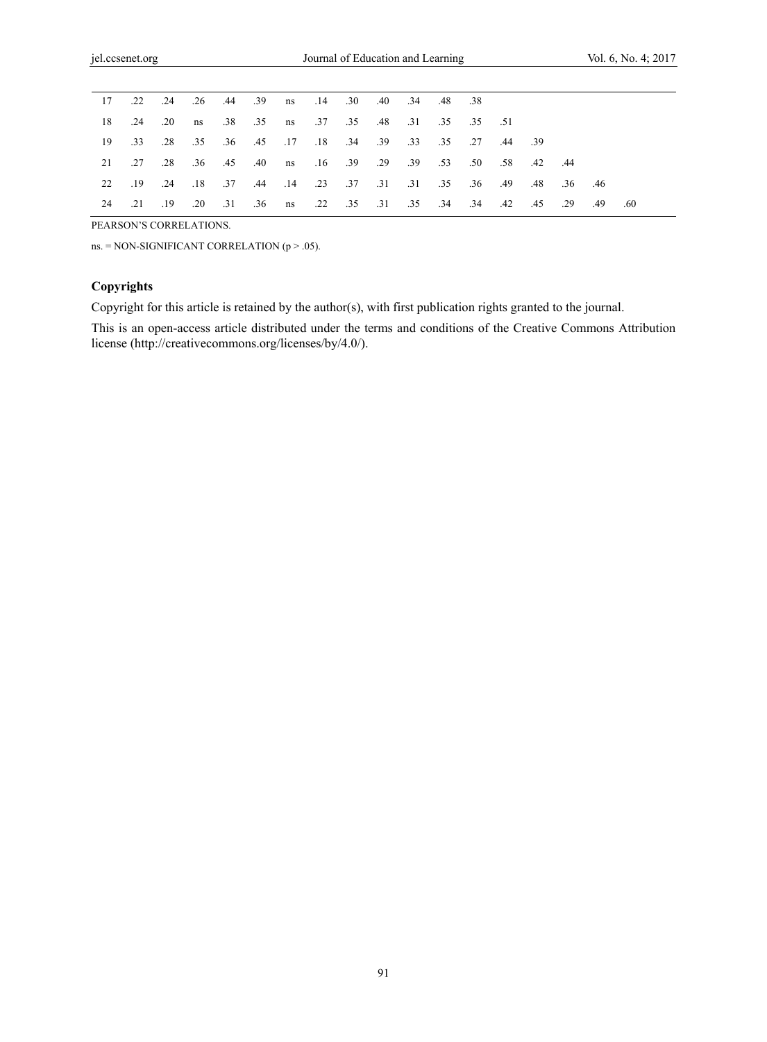| | | | | | | | | | | | | | | | | | |
|---|---|---|---|---|---|---|---|---|---|---|---|---|---|---|---|---|---|
| 17 | .22 | .24 | .26 | .44 | .39 | ns | .14 | .30 | .40 | .34 | .48 | .38 | | | | | |
| 18 | .24 | .20 | ns | .38 | .35 | ns | .37 | .35 | .48 | .31 | .35 | .35 | .51 | | | | |
| 19 | .33 | .28 | .35 | .36 | .45 | .17 | .18 | .34 | .39 | .33 | .35 | .27 | .44 | .39 | | | |
| 21 | .27 | .28 | .36 | .45 | .40 | ns | .16 | .39 | .29 | .39 | .53 | .50 | .58 | .42 | .44 | | |
| 22 | .19 | .24 | .18 | .37 | .44 | .14 | .23 | .37 | .31 | .31 | .35 | .36 | .49 | .48 | .36 | .46 | |
| 24 | .21 | .19 | .20 | .31 | .36 | ns | .22 | .35 | .31 | .35 | .34 | .34 | .42 | .45 | .29 | .49 | .60 |

PEARSON'S CORRELATIONS.

ns. = NON-SIGNIFICANT CORRELATION ($p > .05$).

## Copyrights

Copyright for this article is retained by the author(s), with first publication rights granted to the journal.

This is an open-access article distributed under the terms and conditions of the Creative Commons Attribution license (http://creativecommons.org/licenses/by/4.0/).